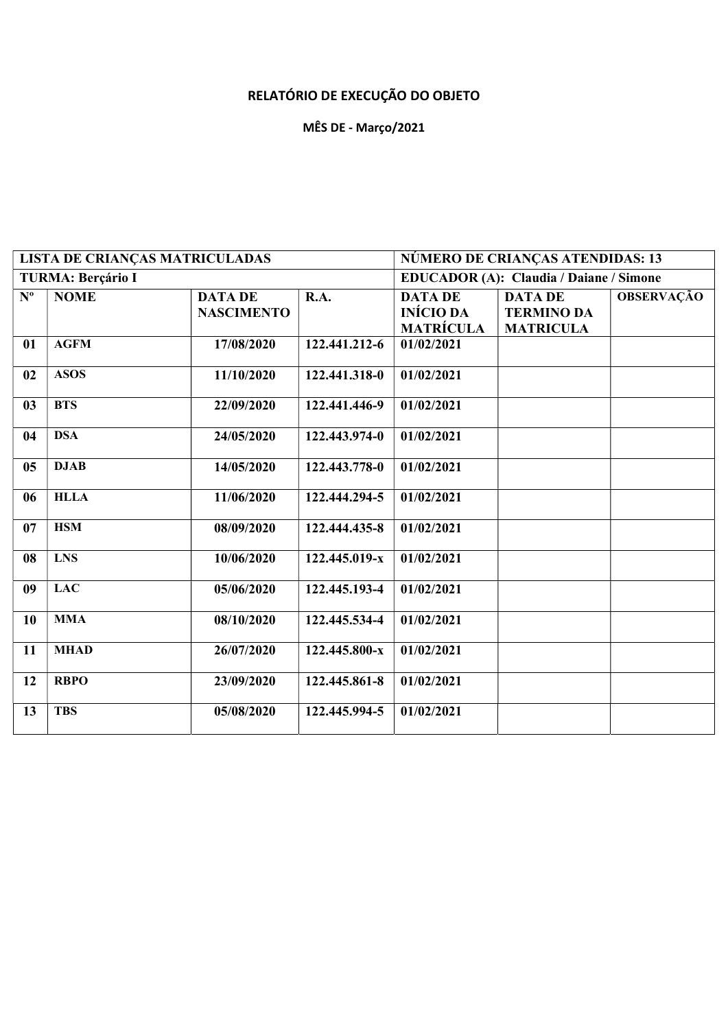# RELATÓRIO DE EXECUÇÃO DO OBJETO

## MÊS DE - Março/2021

| LISTA DE CRIANÇAS MATRICULADAS | | | | NÚMERO DE CRIANÇAS ATENDIDAS: 13 | | |
|---|---|---|---|---|---|---|
| TURMA: Berçário I | | | | EDUCADOR (A): Claudia / Daiane / Simone | | |
| Nº | NOME | DATA DE NASCIMENTO | R.A. | DATA DE INÍCIO DA MATRÍCULA | DATA DE TERMINO DA MATRICULA | OBSERVAÇÃO |
| 01 | AGFM | 17/08/2020 | 122.441.212-6 | 01/02/2021 | | |
| 02 | ASOS | 11/10/2020 | 122.441.318-0 | 01/02/2021 | | |
| 03 | BTS | 22/09/2020 | 122.441.446-9 | 01/02/2021 | | |
| 04 | DSA | 24/05/2020 | 122.443.974-0 | 01/02/2021 | | |
| 05 | DJAB | 14/05/2020 | 122.443.778-0 | 01/02/2021 | | |
| 06 | HLLA | 11/06/2020 | 122.444.294-5 | 01/02/2021 | | |
| 07 | HSM | 08/09/2020 | 122.444.435-8 | 01/02/2021 | | |
| 08 | LNS | 10/06/2020 | 122.445.019-x | 01/02/2021 | | |
| 09 | LAC | 05/06/2020 | 122.445.193-4 | 01/02/2021 | | |
| 10 | MMA | 08/10/2020 | 122.445.534-4 | 01/02/2021 | | |
| 11 | MHAD | 26/07/2020 | 122.445.800-x | 01/02/2021 | | |
| 12 | RBPO | 23/09/2020 | 122.445.861-8 | 01/02/2021 | | |
| 13 | TBS | 05/08/2020 | 122.445.994-5 | 01/02/2021 | | |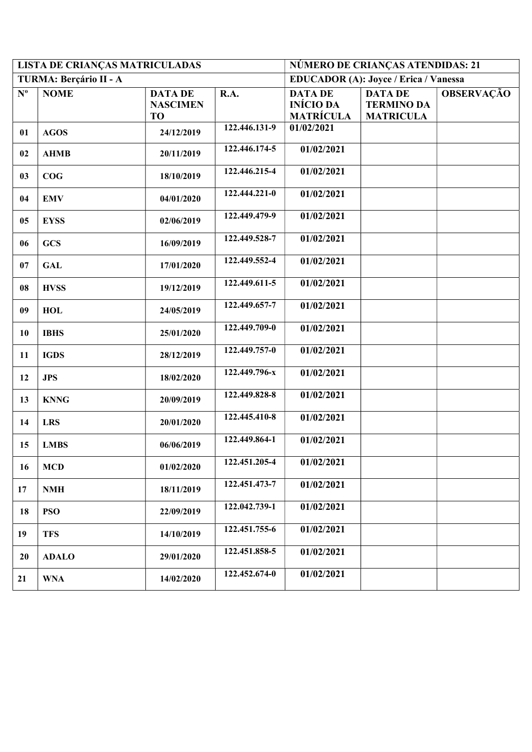| LISTA DE CRIANÇAS MATRICULADAS | | | | NÚMERO DE CRIANÇAS ATENDIDAS: 21 | | |
|---|---|---|---|---|---|---|
| **TURMA: Berçário II - A** | | | | **EDUCADOR (A): Joyce / Erica / Vanessa** | | |
| **Nº** | **NOME** | **DATA DE NASCIMENTO** | **R.A.** | **DATA DE INÍCIO DA MATRÍCULA** | **DATA DE TERMINO DA MATRICULA** | **OBSERVAÇÃO** |
| 01 | AGOS | 24/12/2019 | 122.446.131-9 | 01/02/2021 | | |
| 02 | AHMB | 20/11/2019 | 122.446.174-5 | 01/02/2021 | | |
| 03 | COG | 18/10/2019 | 122.446.215-4 | 01/02/2021 | | |
| 04 | EMV | 04/01/2020 | 122.444.221-0 | 01/02/2021 | | |
| 05 | EYSS | 02/06/2019 | 122.449.479-9 | 01/02/2021 | | |
| 06 | GCS | 16/09/2019 | 122.449.528-7 | 01/02/2021 | | |
| 07 | GAL | 17/01/2020 | 122.449.552-4 | 01/02/2021 | | |
| 08 | HVSS | 19/12/2019 | 122.449.611-5 | 01/02/2021 | | |
| 09 | HOL | 24/05/2019 | 122.449.657-7 | 01/02/2021 | | |
| 10 | IBHS | 25/01/2020 | 122.449.709-0 | 01/02/2021 | | |
| 11 | IGDS | 28/12/2019 | 122.449.757-0 | 01/02/2021 | | |
| 12 | JPS | 18/02/2020 | 122.449.796-x | 01/02/2021 | | |
| 13 | KNNG | 20/09/2019 | 122.449.828-8 | 01/02/2021 | | |
| 14 | LRS | 20/01/2020 | 122.445.410-8 | 01/02/2021 | | |
| 15 | LMBS | 06/06/2019 | 122.449.864-1 | 01/02/2021 | | |
| 16 | MCD | 01/02/2020 | 122.451.205-4 | 01/02/2021 | | |
| 17 | NMH | 18/11/2019 | 122.451.473-7 | 01/02/2021 | | |
| 18 | PSO | 22/09/2019 | 122.042.739-1 | 01/02/2021 | | |
| 19 | TFS | 14/10/2019 | 122.451.755-6 | 01/02/2021 | | |
| 20 | ADALO | 29/01/2020 | 122.451.858-5 | 01/02/2021 | | |
| 21 | WNA | 14/02/2020 | 122.452.674-0 | 01/02/2021 | | |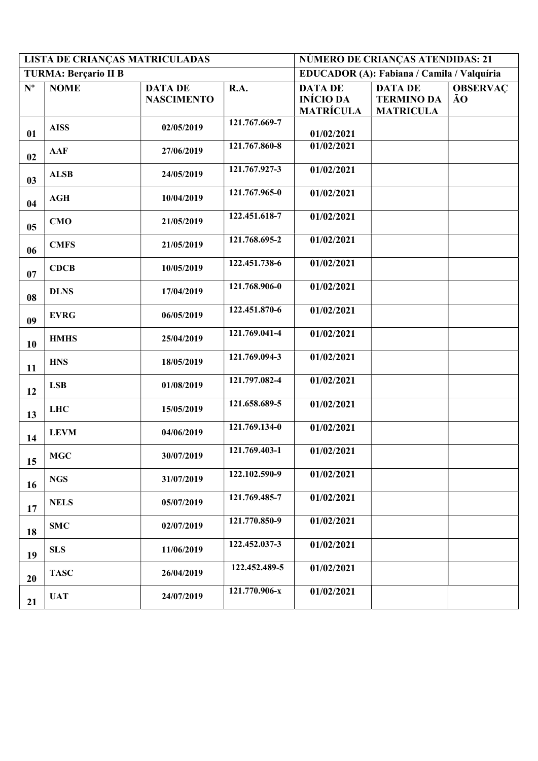| LISTA DE CRIANÇAS MATRICULADAS | | | | NÚMERO DE CRIANÇAS ATENDIDAS: 21 | | |
|---|---|---|---|---|---|---|
| **TURMA: Berçario II B** | | | | **EDUCADOR (A): Fabiana / Camila / Valquíria** | | |
| **Nº** | **NOME** | **DATA DE NASCIMENTO** | **R.A.** | **DATA DE INÍCIO DA MATRÍCULA** | **DATA DE TERMINO DA MATRICULA** | **OBSERVAÇÃO** |
| 01 | AISS | 02/05/2019 | 121.767.669-7 | 01/02/2021 | | |
| 02 | AAF | 27/06/2019 | 121.767.860-8 | 01/02/2021 | | |
| 03 | ALSB | 24/05/2019 | 121.767.927-3 | 01/02/2021 | | |
| 04 | AGH | 10/04/2019 | 121.767.965-0 | 01/02/2021 | | |
| 05 | CMO | 21/05/2019 | 122.451.618-7 | 01/02/2021 | | |
| 06 | CMFS | 21/05/2019 | 121.768.695-2 | 01/02/2021 | | |
| 07 | CDCB | 10/05/2019 | 122.451.738-6 | 01/02/2021 | | |
| 08 | DLNS | 17/04/2019 | 121.768.906-0 | 01/02/2021 | | |
| 09 | EVRG | 06/05/2019 | 122.451.870-6 | 01/02/2021 | | |
| 10 | HMHS | 25/04/2019 | 121.769.041-4 | 01/02/2021 | | |
| 11 | HNS | 18/05/2019 | 121.769.094-3 | 01/02/2021 | | |
| 12 | LSB | 01/08/2019 | 121.797.082-4 | 01/02/2021 | | |
| 13 | LHC | 15/05/2019 | 121.658.689-5 | 01/02/2021 | | |
| 14 | LEVM | 04/06/2019 | 121.769.134-0 | 01/02/2021 | | |
| 15 | MGC | 30/07/2019 | 121.769.403-1 | 01/02/2021 | | |
| 16 | NGS | 31/07/2019 | 122.102.590-9 | 01/02/2021 | | |
| 17 | NELS | 05/07/2019 | 121.769.485-7 | 01/02/2021 | | |
| 18 | SMC | 02/07/2019 | 121.770.850-9 | 01/02/2021 | | |
| 19 | SLS | 11/06/2019 | 122.452.037-3 | 01/02/2021 | | |
| 20 | TASC | 26/04/2019 | 122.452.489-5 | 01/02/2021 | | |
| 21 | UAT | 24/07/2019 | 121.770.906-x | 01/02/2021 | | |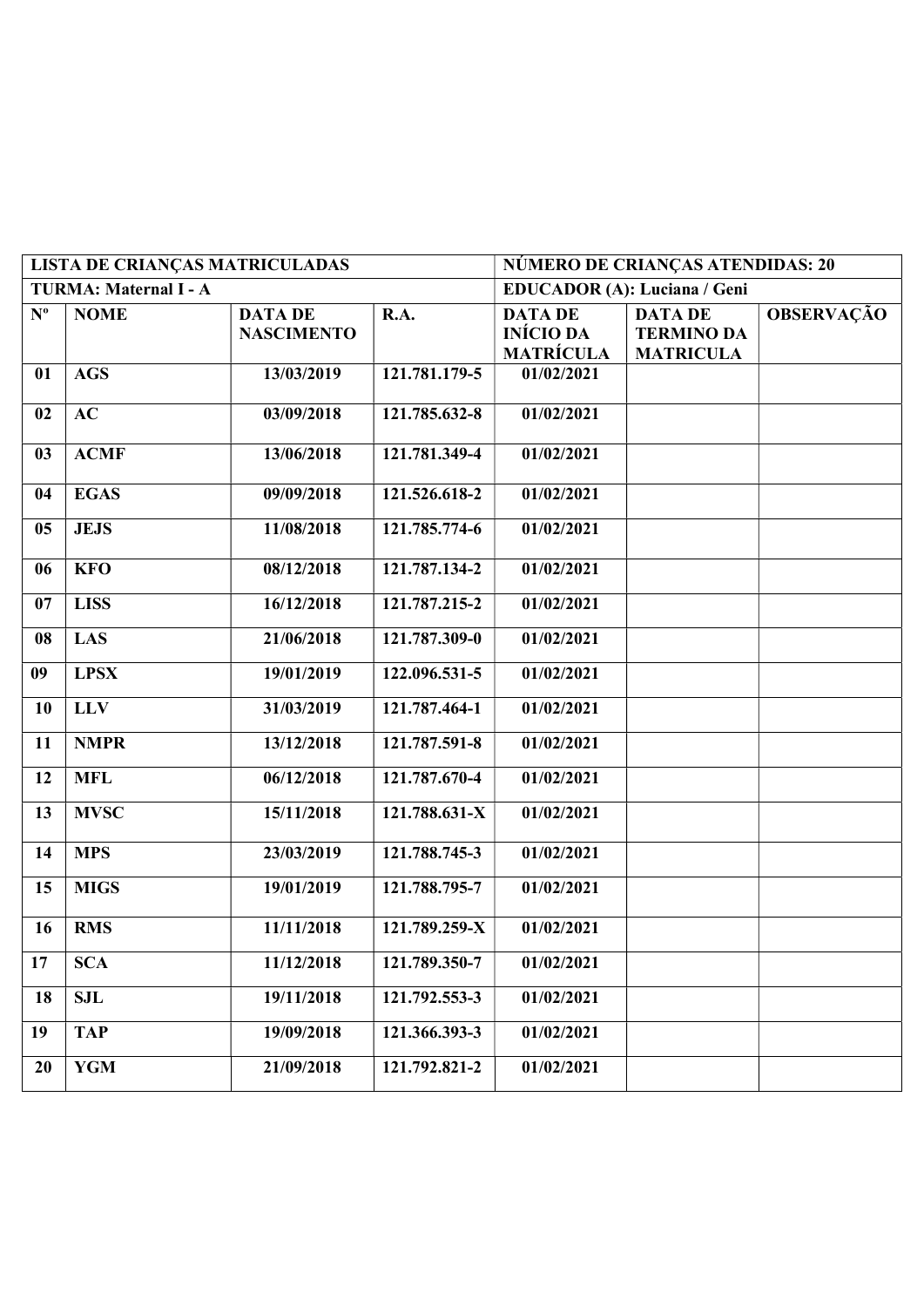| LISTA DE CRIANÇAS MATRICULADAS | | | | NÚMERO DE CRIANÇAS ATENDIDAS: 20 | | |
|---|---|---|---|---|---|---|
| **TURMA: Maternal I - A** | | | | **EDUCADOR (A): Luciana / Geni** | | |
| **Nº** | **NOME** | **DATA DE NASCIMENTO** | **R.A.** | **DATA DE INÍCIO DA MATRÍCULA** | **DATA DE TERMINO DA MATRICULA** | **OBSERVAÇÃO** |
| 01 | AGS | 13/03/2019 | 121.781.179-5 | 01/02/2021 | | |
| 02 | AC | 03/09/2018 | 121.785.632-8 | 01/02/2021 | | |
| 03 | ACMF | 13/06/2018 | 121.781.349-4 | 01/02/2021 | | |
| 04 | EGAS | 09/09/2018 | 121.526.618-2 | 01/02/2021 | | |
| 05 | JEJS | 11/08/2018 | 121.785.774-6 | 01/02/2021 | | |
| 06 | KFO | 08/12/2018 | 121.787.134-2 | 01/02/2021 | | |
| 07 | LISS | 16/12/2018 | 121.787.215-2 | 01/02/2021 | | |
| 08 | LAS | 21/06/2018 | 121.787.309-0 | 01/02/2021 | | |
| 09 | LPSX | 19/01/2019 | 122.096.531-5 | 01/02/2021 | | |
| 10 | LLV | 31/03/2019 | 121.787.464-1 | 01/02/2021 | | |
| 11 | NMPR | 13/12/2018 | 121.787.591-8 | 01/02/2021 | | |
| 12 | MFL | 06/12/2018 | 121.787.670-4 | 01/02/2021 | | |
| 13 | MVSC | 15/11/2018 | 121.788.631-X | 01/02/2021 | | |
| 14 | MPS | 23/03/2019 | 121.788.745-3 | 01/02/2021 | | |
| 15 | MIGS | 19/01/2019 | 121.788.795-7 | 01/02/2021 | | |
| 16 | RMS | 11/11/2018 | 121.789.259-X | 01/02/2021 | | |
| 17 | SCA | 11/12/2018 | 121.789.350-7 | 01/02/2021 | | |
| 18 | SJL | 19/11/2018 | 121.792.553-3 | 01/02/2021 | | |
| 19 | TAP | 19/09/2018 | 121.366.393-3 | 01/02/2021 | | |
| 20 | YGM | 21/09/2018 | 121.792.821-2 | 01/02/2021 | | |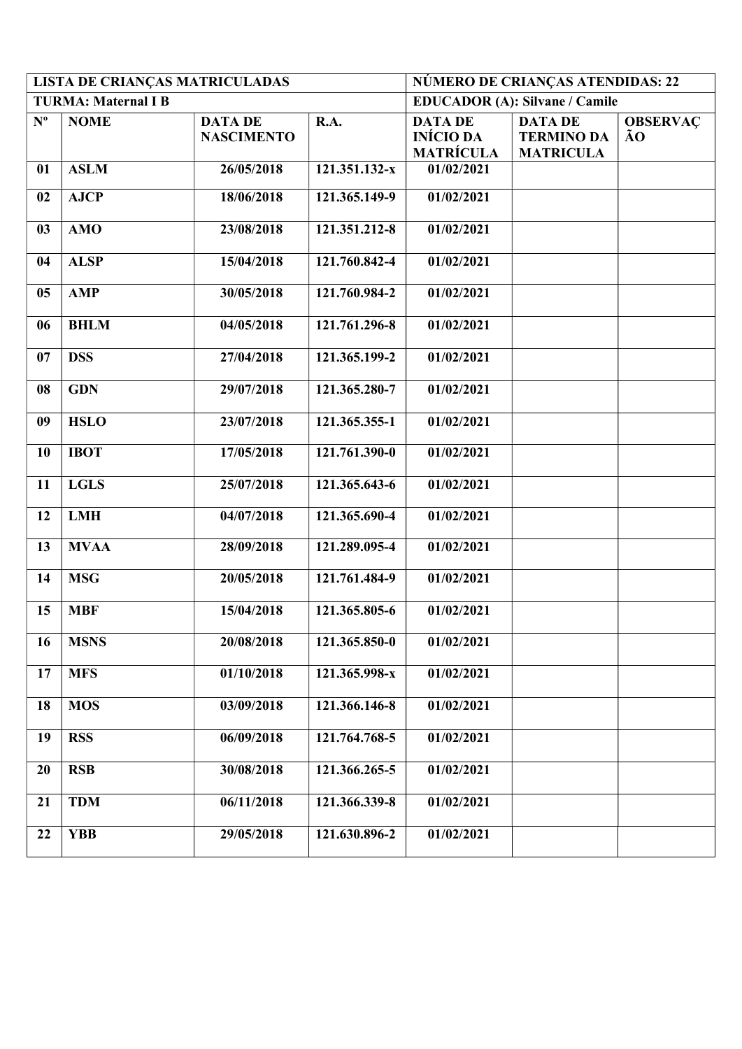| LISTA DE CRIANÇAS MATRICULADAS | | | | NÚMERO DE CRIANÇAS ATENDIDAS: 22 | | |
|---|---|---|---|---|---|---|
| **TURMA: Maternal I B** | | | | **EDUCADOR (A): Silvane / Camile** | | |
| **Nº** | **NOME** | **DATA DE NASCIMENTO** | **R.A.** | **DATA DE INÍCIO DA MATRÍCULA** | **DATA DE TERMINO DA MATRICULA** | **OBSERVAÇÃO** |
| 01 | ASLM | 26/05/2018 | 121.351.132-x | 01/02/2021 | | |
| 02 | AJCP | 18/06/2018 | 121.365.149-9 | 01/02/2021 | | |
| 03 | AMO | 23/08/2018 | 121.351.212-8 | 01/02/2021 | | |
| 04 | ALSP | 15/04/2018 | 121.760.842-4 | 01/02/2021 | | |
| 05 | AMP | 30/05/2018 | 121.760.984-2 | 01/02/2021 | | |
| 06 | BHLM | 04/05/2018 | 121.761.296-8 | 01/02/2021 | | |
| 07 | DSS | 27/04/2018 | 121.365.199-2 | 01/02/2021 | | |
| 08 | GDN | 29/07/2018 | 121.365.280-7 | 01/02/2021 | | |
| 09 | HSLO | 23/07/2018 | 121.365.355-1 | 01/02/2021 | | |
| 10 | IBOT | 17/05/2018 | 121.761.390-0 | 01/02/2021 | | |
| 11 | LGLS | 25/07/2018 | 121.365.643-6 | 01/02/2021 | | |
| 12 | LMH | 04/07/2018 | 121.365.690-4 | 01/02/2021 | | |
| 13 | MVAA | 28/09/2018 | 121.289.095-4 | 01/02/2021 | | |
| 14 | MSG | 20/05/2018 | 121.761.484-9 | 01/02/2021 | | |
| 15 | MBF | 15/04/2018 | 121.365.805-6 | 01/02/2021 | | |
| 16 | MSNS | 20/08/2018 | 121.365.850-0 | 01/02/2021 | | |
| 17 | MFS | 01/10/2018 | 121.365.998-x | 01/02/2021 | | |
| 18 | MOS | 03/09/2018 | 121.366.146-8 | 01/02/2021 | | |
| 19 | RSS | 06/09/2018 | 121.764.768-5 | 01/02/2021 | | |
| 20 | RSB | 30/08/2018 | 121.366.265-5 | 01/02/2021 | | |
| 21 | TDM | 06/11/2018 | 121.366.339-8 | 01/02/2021 | | |
| 22 | YBB | 29/05/2018 | 121.630.896-2 | 01/02/2021 | | |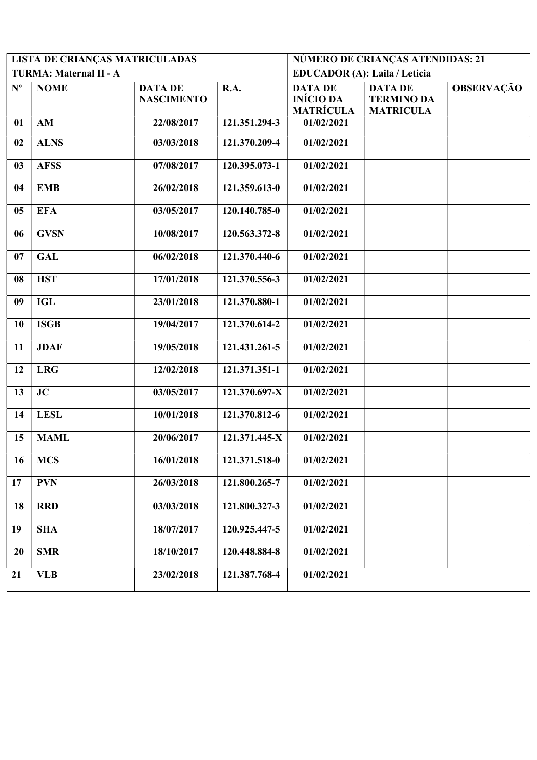| LISTA DE CRIANÇAS MATRICULADAS | | | | NÚMERO DE CRIANÇAS ATENDIDAS: 21 | | |
|---|---|---|---|---|---|---|
| **TURMA: Maternal II - A** | | | | **EDUCADOR (A): Laila / Leticia** | | |
| **Nº** | **NOME** | **DATA DE NASCIMENTO** | **R.A.** | **DATA DE INÍCIO DA MATRÍCULA** | **DATA DE TERMINO DA MATRICULA** | **OBSERVAÇÃO** |
| 01 | AM | 22/08/2017 | 121.351.294-3 | 01/02/2021 | | |
| 02 | ALNS | 03/03/2018 | 121.370.209-4 | 01/02/2021 | | |
| 03 | AFSS | 07/08/2017 | 120.395.073-1 | 01/02/2021 | | |
| 04 | EMB | 26/02/2018 | 121.359.613-0 | 01/02/2021 | | |
| 05 | EFA | 03/05/2017 | 120.140.785-0 | 01/02/2021 | | |
| 06 | GVSN | 10/08/2017 | 120.563.372-8 | 01/02/2021 | | |
| 07 | GAL | 06/02/2018 | 121.370.440-6 | 01/02/2021 | | |
| 08 | HST | 17/01/2018 | 121.370.556-3 | 01/02/2021 | | |
| 09 | IGL | 23/01/2018 | 121.370.880-1 | 01/02/2021 | | |
| 10 | ISGB | 19/04/2017 | 121.370.614-2 | 01/02/2021 | | |
| 11 | JDAF | 19/05/2018 | 121.431.261-5 | 01/02/2021 | | |
| 12 | LRG | 12/02/2018 | 121.371.351-1 | 01/02/2021 | | |
| 13 | JC | 03/05/2017 | 121.370.697-X | 01/02/2021 | | |
| 14 | LESL | 10/01/2018 | 121.370.812-6 | 01/02/2021 | | |
| 15 | MAML | 20/06/2017 | 121.371.445-X | 01/02/2021 | | |
| 16 | MCS | 16/01/2018 | 121.371.518-0 | 01/02/2021 | | |
| 17 | PVN | 26/03/2018 | 121.800.265-7 | 01/02/2021 | | |
| 18 | RRD | 03/03/2018 | 121.800.327-3 | 01/02/2021 | | |
| 19 | SHA | 18/07/2017 | 120.925.447-5 | 01/02/2021 | | |
| 20 | SMR | 18/10/2017 | 120.448.884-8 | 01/02/2021 | | |
| 21 | VLB | 23/02/2018 | 121.387.768-4 | 01/02/2021 | | |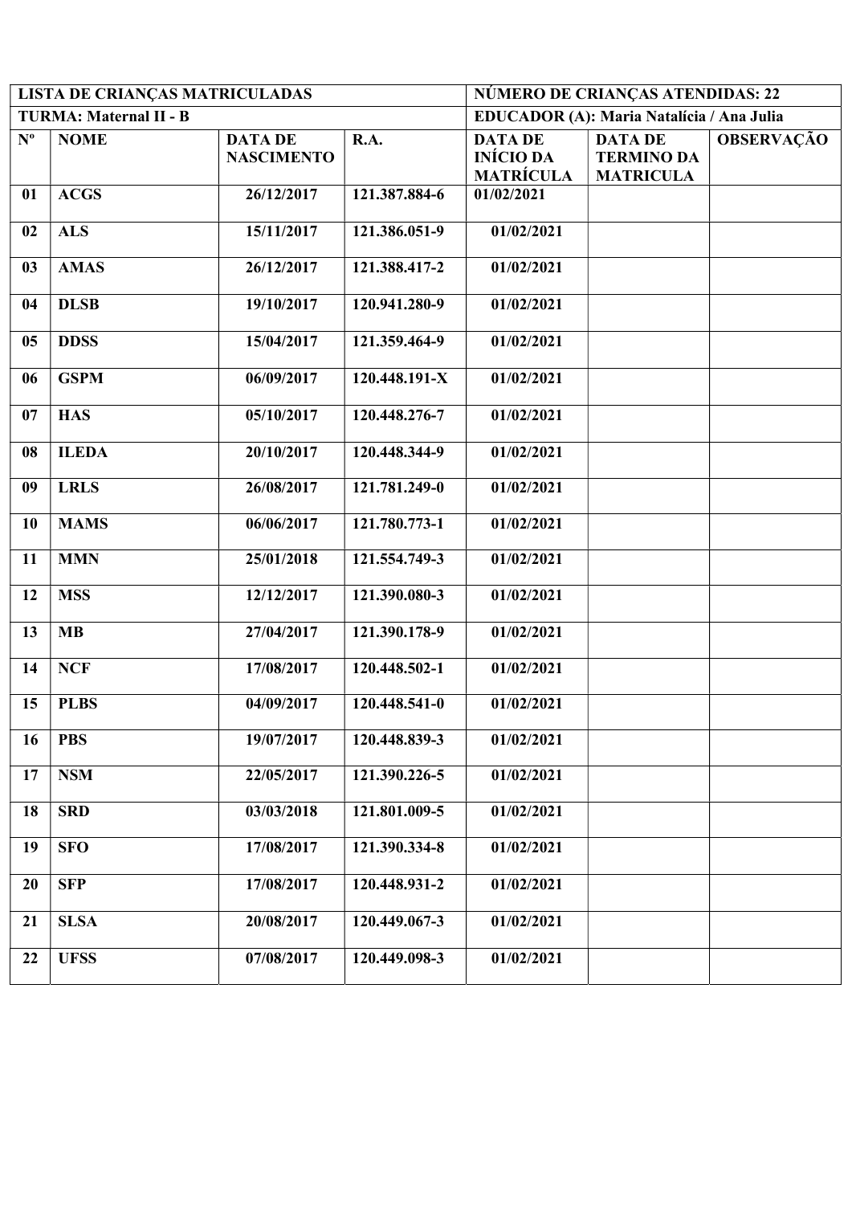| LISTA DE CRIANÇAS MATRICULADAS | | | | NÚMERO DE CRIANÇAS ATENDIDAS: 22 | | |
|---|---|---|---|---|---|---|
| **TURMA: Maternal II - B** | | | | **EDUCADOR (A): Maria Natalícia / Ana Julia** | | |
| **Nº** | **NOME** | **DATA DE NASCIMENTO** | **R.A.** | **DATA DE INÍCIO DA MATRÍCULA** | **DATA DE TERMINO DA MATRICULA** | **OBSERVAÇÃO** |
| 01 | ACGS | 26/12/2017 | 121.387.884-6 | 01/02/2021 | | |
| 02 | ALS | 15/11/2017 | 121.386.051-9 | 01/02/2021 | | |
| 03 | AMAS | 26/12/2017 | 121.388.417-2 | 01/02/2021 | | |
| 04 | DLSB | 19/10/2017 | 120.941.280-9 | 01/02/2021 | | |
| 05 | DDSS | 15/04/2017 | 121.359.464-9 | 01/02/2021 | | |
| 06 | GSPM | 06/09/2017 | 120.448.191-X | 01/02/2021 | | |
| 07 | HAS | 05/10/2017 | 120.448.276-7 | 01/02/2021 | | |
| 08 | ILEDA | 20/10/2017 | 120.448.344-9 | 01/02/2021 | | |
| 09 | LRLS | 26/08/2017 | 121.781.249-0 | 01/02/2021 | | |
| 10 | MAMS | 06/06/2017 | 121.780.773-1 | 01/02/2021 | | |
| 11 | MMN | 25/01/2018 | 121.554.749-3 | 01/02/2021 | | |
| 12 | MSS | 12/12/2017 | 121.390.080-3 | 01/02/2021 | | |
| 13 | MB | 27/04/2017 | 121.390.178-9 | 01/02/2021 | | |
| 14 | NCF | 17/08/2017 | 120.448.502-1 | 01/02/2021 | | |
| 15 | PLBS | 04/09/2017 | 120.448.541-0 | 01/02/2021 | | |
| 16 | PBS | 19/07/2017 | 120.448.839-3 | 01/02/2021 | | |
| 17 | NSM | 22/05/2017 | 121.390.226-5 | 01/02/2021 | | |
| 18 | SRD | 03/03/2018 | 121.801.009-5 | 01/02/2021 | | |
| 19 | SFO | 17/08/2017 | 121.390.334-8 | 01/02/2021 | | |
| 20 | SFP | 17/08/2017 | 120.448.931-2 | 01/02/2021 | | |
| 21 | SLSA | 20/08/2017 | 120.449.067-3 | 01/02/2021 | | |
| 22 | UFSS | 07/08/2017 | 120.449.098-3 | 01/02/2021 | | |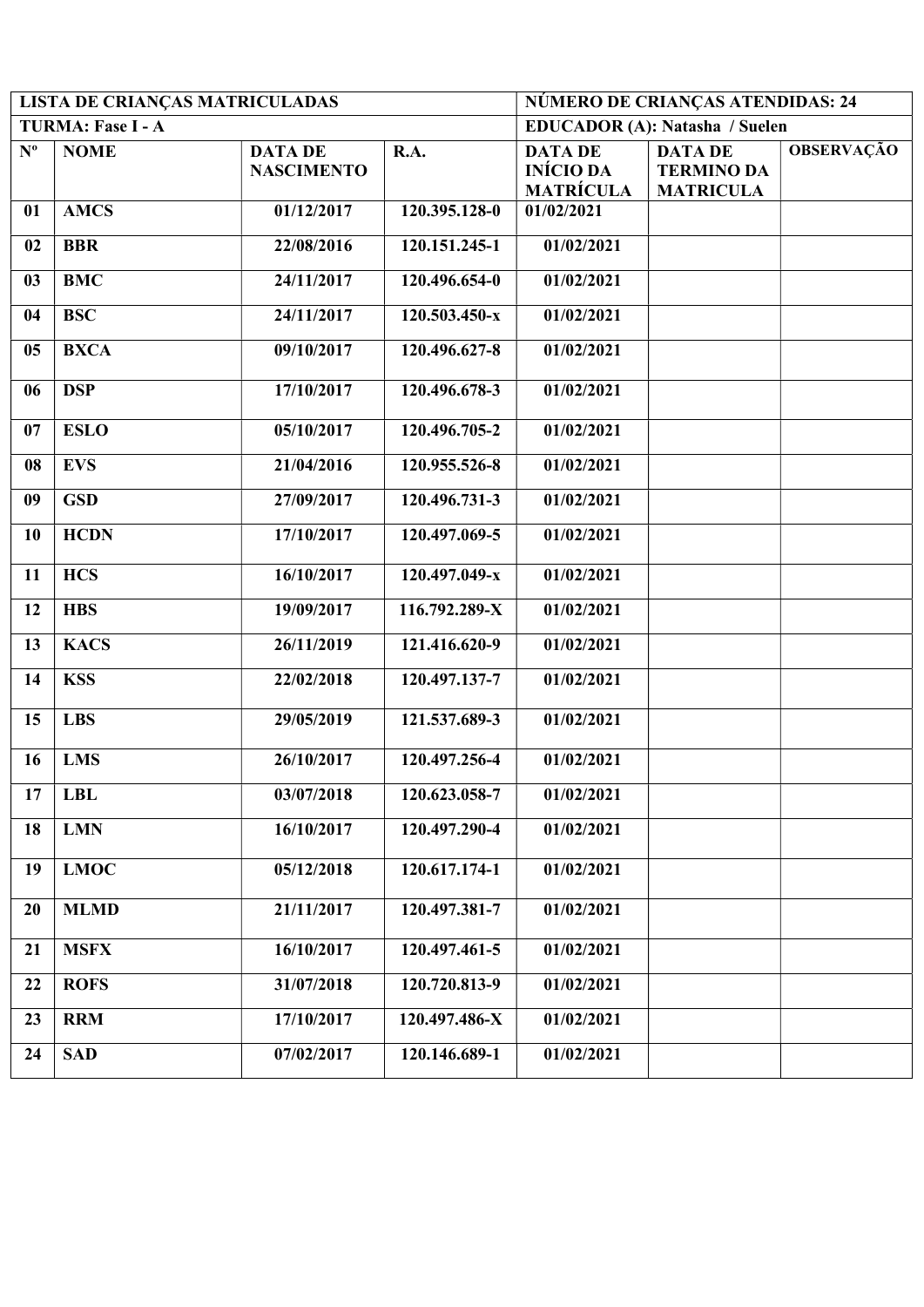| LISTA DE CRIANÇAS MATRICULADAS | | | | NÚMERO DE CRIANÇAS ATENDIDAS: 24 | | |
|---|---|---|---|---|---|---|
| TURMA: Fase I - A | | | | EDUCADOR (A): Natasha / Suelen | | |
| Nº | NOME | DATA DE NASCIMENTO | R.A. | DATA DE INÍCIO DA MATRÍCULA | DATA DE TERMINO DA MATRICULA | OBSERVAÇÃO |
| 01 | AMCS | 01/12/2017 | 120.395.128-0 | 01/02/2021 | | |
| 02 | BBR | 22/08/2016 | 120.151.245-1 | 01/02/2021 | | |
| 03 | BMC | 24/11/2017 | 120.496.654-0 | 01/02/2021 | | |
| 04 | BSC | 24/11/2017 | 120.503.450-x | 01/02/2021 | | |
| 05 | BXCA | 09/10/2017 | 120.496.627-8 | 01/02/2021 | | |
| 06 | DSP | 17/10/2017 | 120.496.678-3 | 01/02/2021 | | |
| 07 | ESLO | 05/10/2017 | 120.496.705-2 | 01/02/2021 | | |
| 08 | EVS | 21/04/2016 | 120.955.526-8 | 01/02/2021 | | |
| 09 | GSD | 27/09/2017 | 120.496.731-3 | 01/02/2021 | | |
| 10 | HCDN | 17/10/2017 | 120.497.069-5 | 01/02/2021 | | |
| 11 | HCS | 16/10/2017 | 120.497.049-x | 01/02/2021 | | |
| 12 | HBS | 19/09/2017 | 116.792.289-X | 01/02/2021 | | |
| 13 | KACS | 26/11/2019 | 121.416.620-9 | 01/02/2021 | | |
| 14 | KSS | 22/02/2018 | 120.497.137-7 | 01/02/2021 | | |
| 15 | LBS | 29/05/2019 | 121.537.689-3 | 01/02/2021 | | |
| 16 | LMS | 26/10/2017 | 120.497.256-4 | 01/02/2021 | | |
| 17 | LBL | 03/07/2018 | 120.623.058-7 | 01/02/2021 | | |
| 18 | LMN | 16/10/2017 | 120.497.290-4 | 01/02/2021 | | |
| 19 | LMOC | 05/12/2018 | 120.617.174-1 | 01/02/2021 | | |
| 20 | MLMD | 21/11/2017 | 120.497.381-7 | 01/02/2021 | | |
| 21 | MSFX | 16/10/2017 | 120.497.461-5 | 01/02/2021 | | |
| 22 | ROFS | 31/07/2018 | 120.720.813-9 | 01/02/2021 | | |
| 23 | RRM | 17/10/2017 | 120.497.486-X | 01/02/2021 | | |
| 24 | SAD | 07/02/2017 | 120.146.689-1 | 01/02/2021 | | |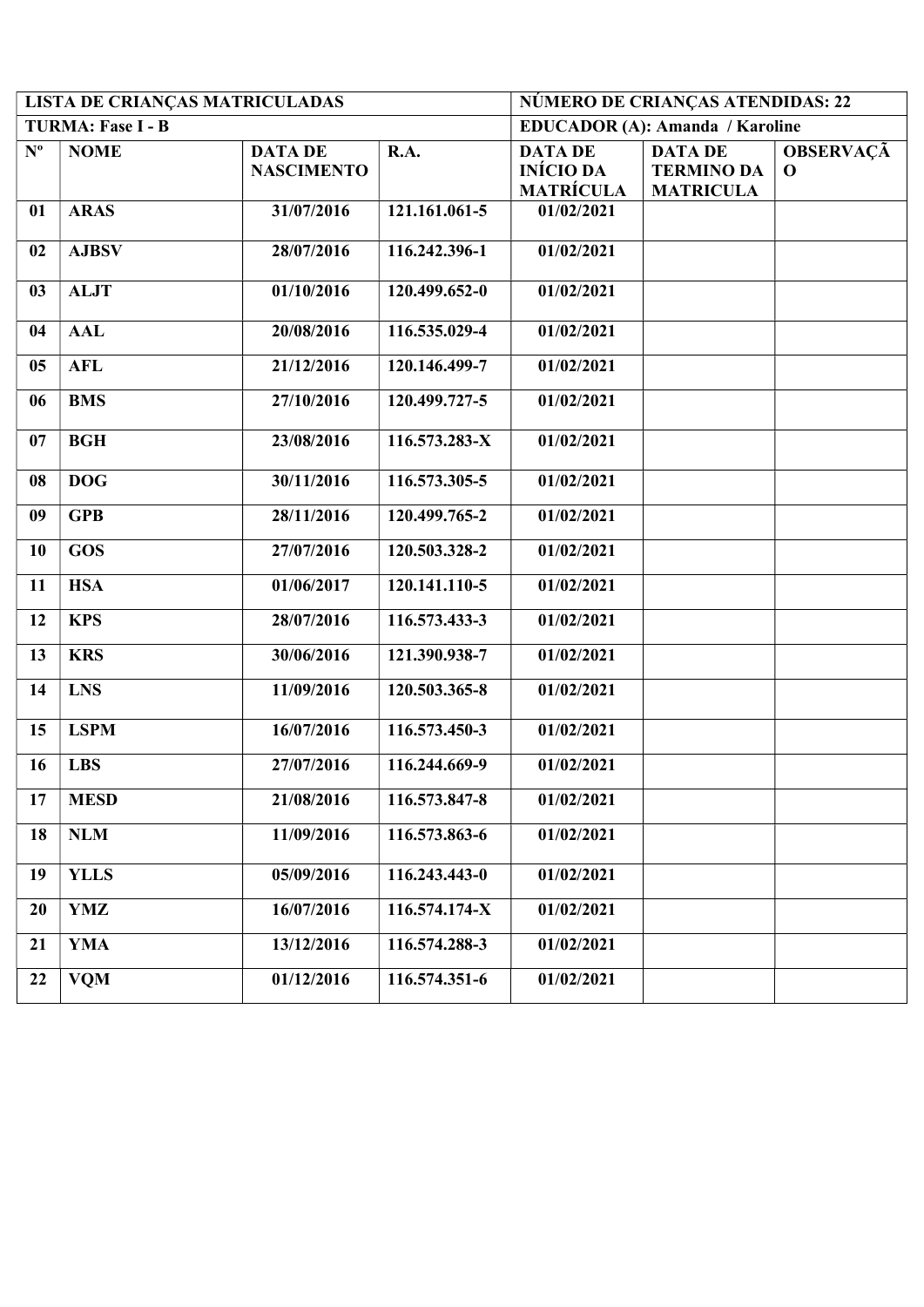| LISTA DE CRIANÇAS MATRICULADAS | | | | NÚMERO DE CRIANÇAS ATENDIDAS: 22 | | |
|---|---|---|---|---|---|---|
| **TURMA: Fase I - B** | | | | **EDUCADOR (A): Amanda / Karoline** | | |
| **Nº** | **NOME** | **DATA DE NASCIMENTO** | **R.A.** | **DATA DE INÍCIO DA MATRÍCULA** | **DATA DE TERMINO DA MATRICULA** | **OBSERVAÇÃO** |
| 01 | ARAS | 31/07/2016 | 121.161.061-5 | 01/02/2021 | | |
| 02 | AJBSV | 28/07/2016 | 116.242.396-1 | 01/02/2021 | | |
| 03 | ALJT | 01/10/2016 | 120.499.652-0 | 01/02/2021 | | |
| 04 | AAL | 20/08/2016 | 116.535.029-4 | 01/02/2021 | | |
| 05 | AFL | 21/12/2016 | 120.146.499-7 | 01/02/2021 | | |
| 06 | BMS | 27/10/2016 | 120.499.727-5 | 01/02/2021 | | |
| 07 | BGH | 23/08/2016 | 116.573.283-X | 01/02/2021 | | |
| 08 | DOG | 30/11/2016 | 116.573.305-5 | 01/02/2021 | | |
| 09 | GPB | 28/11/2016 | 120.499.765-2 | 01/02/2021 | | |
| 10 | GOS | 27/07/2016 | 120.503.328-2 | 01/02/2021 | | |
| 11 | HSA | 01/06/2017 | 120.141.110-5 | 01/02/2021 | | |
| 12 | KPS | 28/07/2016 | 116.573.433-3 | 01/02/2021 | | |
| 13 | KRS | 30/06/2016 | 121.390.938-7 | 01/02/2021 | | |
| 14 | LNS | 11/09/2016 | 120.503.365-8 | 01/02/2021 | | |
| 15 | LSPM | 16/07/2016 | 116.573.450-3 | 01/02/2021 | | |
| 16 | LBS | 27/07/2016 | 116.244.669-9 | 01/02/2021 | | |
| 17 | MESD | 21/08/2016 | 116.573.847-8 | 01/02/2021 | | |
| 18 | NLM | 11/09/2016 | 116.573.863-6 | 01/02/2021 | | |
| 19 | YLLS | 05/09/2016 | 116.243.443-0 | 01/02/2021 | | |
| 20 | YMZ | 16/07/2016 | 116.574.174-X | 01/02/2021 | | |
| 21 | YMA | 13/12/2016 | 116.574.288-3 | 01/02/2021 | | |
| 22 | VQM | 01/12/2016 | 116.574.351-6 | 01/02/2021 | | |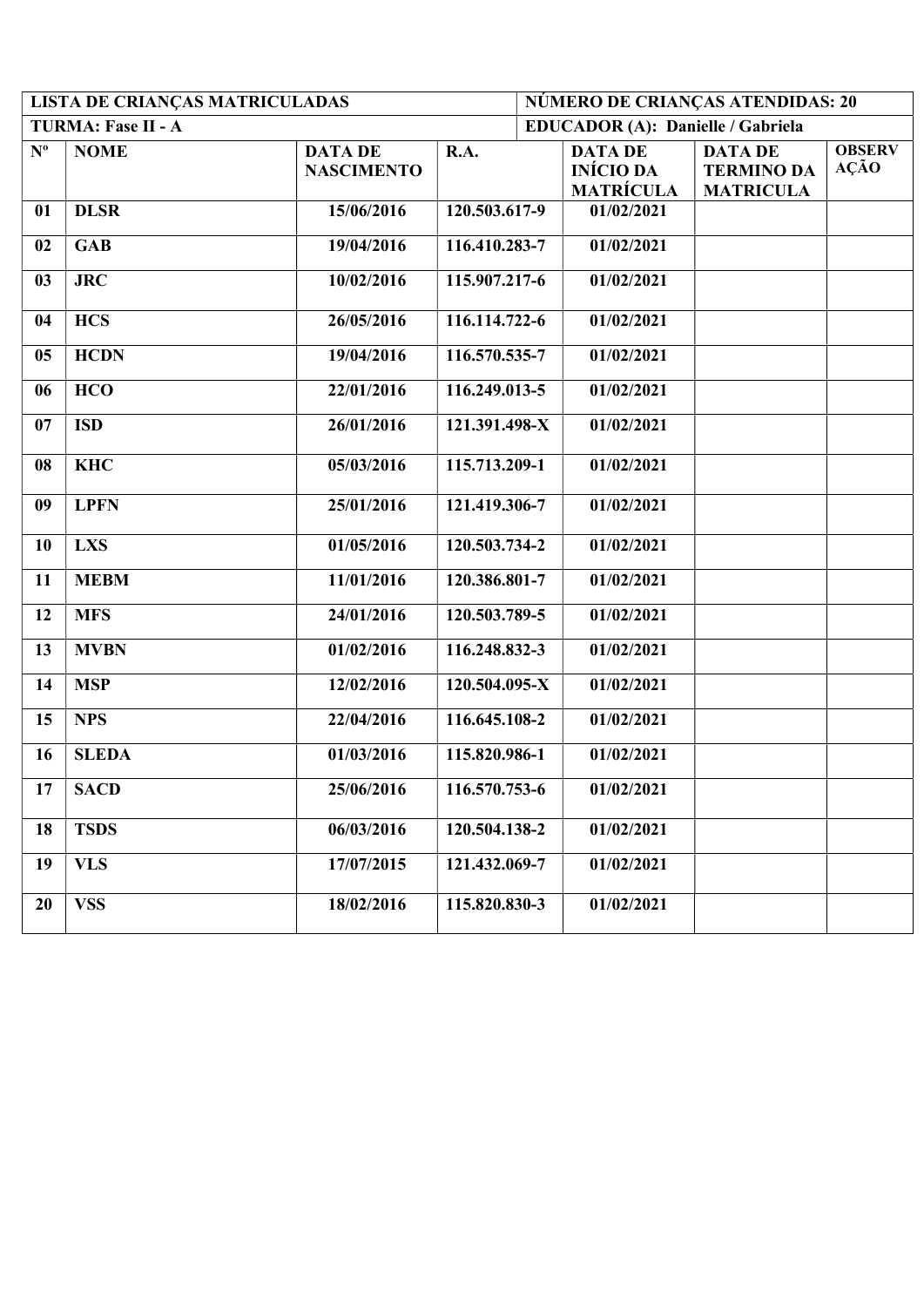| LISTA DE CRIANÇAS MATRICULADAS | | | | NÚMERO DE CRIANÇAS ATENDIDAS: 20 | | |
|---|---|---|---|---|---|---|
| **TURMA: Fase II - A** | | | | **EDUCADOR (A): Danielle / Gabriela** | | |
| **Nº** | **NOME** | **DATA DE NASCIMENTO** | **R.A.** | **DATA DE INÍCIO DA MATRÍCULA** | **DATA DE TERMINO DA MATRICULA** | **OBSERVAÇÃO** |
| 01 | DLSR | 15/06/2016 | 120.503.617-9 | 01/02/2021 | | |
| 02 | GAB | 19/04/2016 | 116.410.283-7 | 01/02/2021 | | |
| 03 | JRC | 10/02/2016 | 115.907.217-6 | 01/02/2021 | | |
| 04 | HCS | 26/05/2016 | 116.114.722-6 | 01/02/2021 | | |
| 05 | HCDN | 19/04/2016 | 116.570.535-7 | 01/02/2021 | | |
| 06 | HCO | 22/01/2016 | 116.249.013-5 | 01/02/2021 | | |
| 07 | ISD | 26/01/2016 | 121.391.498-X | 01/02/2021 | | |
| 08 | KHC | 05/03/2016 | 115.713.209-1 | 01/02/2021 | | |
| 09 | LPFN | 25/01/2016 | 121.419.306-7 | 01/02/2021 | | |
| 10 | LXS | 01/05/2016 | 120.503.734-2 | 01/02/2021 | | |
| 11 | MEBM | 11/01/2016 | 120.386.801-7 | 01/02/2021 | | |
| 12 | MFS | 24/01/2016 | 120.503.789-5 | 01/02/2021 | | |
| 13 | MVBN | 01/02/2016 | 116.248.832-3 | 01/02/2021 | | |
| 14 | MSP | 12/02/2016 | 120.504.095-X | 01/02/2021 | | |
| 15 | NPS | 22/04/2016 | 116.645.108-2 | 01/02/2021 | | |
| 16 | SLEDA | 01/03/2016 | 115.820.986-1 | 01/02/2021 | | |
| 17 | SACD | 25/06/2016 | 116.570.753-6 | 01/02/2021 | | |
| 18 | TSDS | 06/03/2016 | 120.504.138-2 | 01/02/2021 | | |
| 19 | VLS | 17/07/2015 | 121.432.069-7 | 01/02/2021 | | |
| 20 | VSS | 18/02/2016 | 115.820.830-3 | 01/02/2021 | | |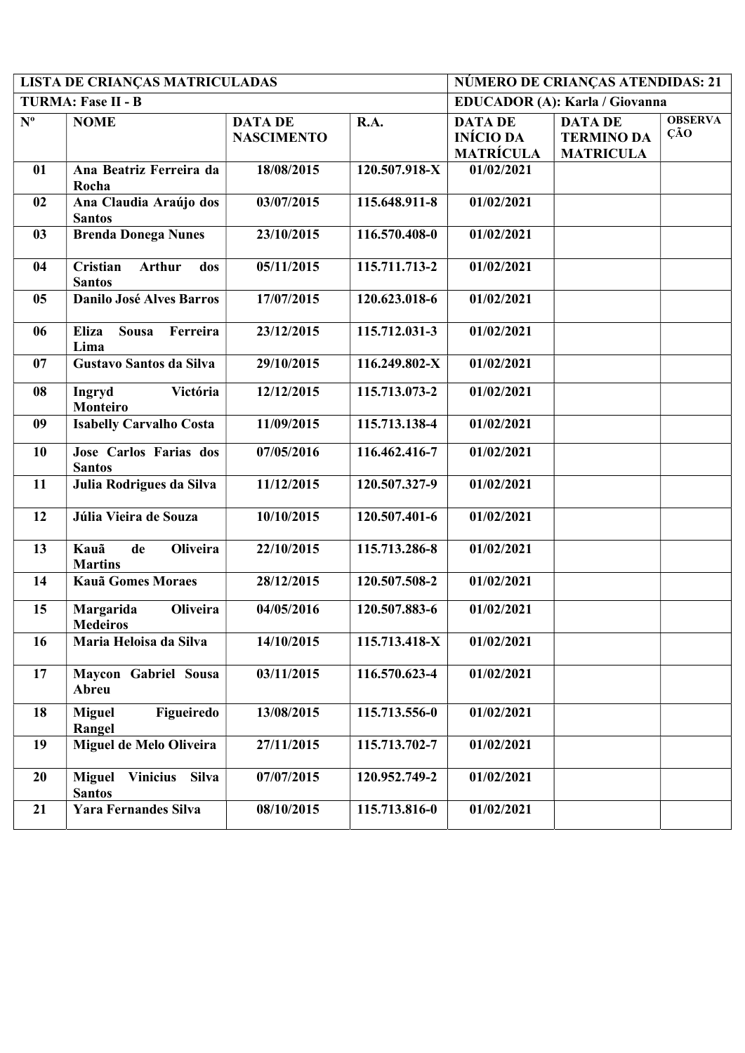| LISTA DE CRIANÇAS MATRICULADAS | | | | NÚMERO DE CRIANÇAS ATENDIDAS: 21 | | |
|---|---|---|---|---|---|---|
| **TURMA: Fase II - B** | | | | **EDUCADOR (A): Karla / Giovanna** | | |
| **Nº** | **NOME** | **DATA DE NASCIMENTO** | **R.A.** | **DATA DE INÍCIO DA MATRÍCULA** | **DATA DE TERMINO DA MATRICULA** | **OBSERVAÇÃO** |
| 01 | Ana Beatriz Ferreira da Rocha | 18/08/2015 | 120.507.918-X | 01/02/2021 | | |
| 02 | Ana Claudia Araújo dos Santos | 03/07/2015 | 115.648.911-8 | 01/02/2021 | | |
| 03 | Brenda Donega Nunes | 23/10/2015 | 116.570.408-0 | 01/02/2021 | | |
| 04 | Cristian Arthur dos Santos | 05/11/2015 | 115.711.713-2 | 01/02/2021 | | |
| 05 | Danilo José Alves Barros | 17/07/2015 | 120.623.018-6 | 01/02/2021 | | |
| 06 | Eliza Sousa Ferreira Lima | 23/12/2015 | 115.712.031-3 | 01/02/2021 | | |
| 07 | Gustavo Santos da Silva | 29/10/2015 | 116.249.802-X | 01/02/2021 | | |
| 08 | Ingryd Victória Monteiro | 12/12/2015 | 115.713.073-2 | 01/02/2021 | | |
| 09 | Isabelly Carvalho Costa | 11/09/2015 | 115.713.138-4 | 01/02/2021 | | |
| 10 | Jose Carlos Farias dos Santos | 07/05/2016 | 116.462.416-7 | 01/02/2021 | | |
| 11 | Julia Rodrigues da Silva | 11/12/2015 | 120.507.327-9 | 01/02/2021 | | |
| 12 | Júlia Vieira de Souza | 10/10/2015 | 120.507.401-6 | 01/02/2021 | | |
| 13 | Kauã de Oliveira Martins | 22/10/2015 | 115.713.286-8 | 01/02/2021 | | |
| 14 | Kauã Gomes Moraes | 28/12/2015 | 120.507.508-2 | 01/02/2021 | | |
| 15 | Margarida Oliveira Medeiros | 04/05/2016 | 120.507.883-6 | 01/02/2021 | | |
| 16 | Maria Heloisa da Silva | 14/10/2015 | 115.713.418-X | 01/02/2021 | | |
| 17 | Maycon Gabriel Sousa Abreu | 03/11/2015 | 116.570.623-4 | 01/02/2021 | | |
| 18 | Miguel Figueiredo Rangel | 13/08/2015 | 115.713.556-0 | 01/02/2021 | | |
| 19 | Miguel de Melo Oliveira | 27/11/2015 | 115.713.702-7 | 01/02/2021 | | |
| 20 | Miguel Vinicius Silva Santos | 07/07/2015 | 120.952.749-2 | 01/02/2021 | | |
| 21 | Yara Fernandes Silva | 08/10/2015 | 115.713.816-0 | 01/02/2021 | | |